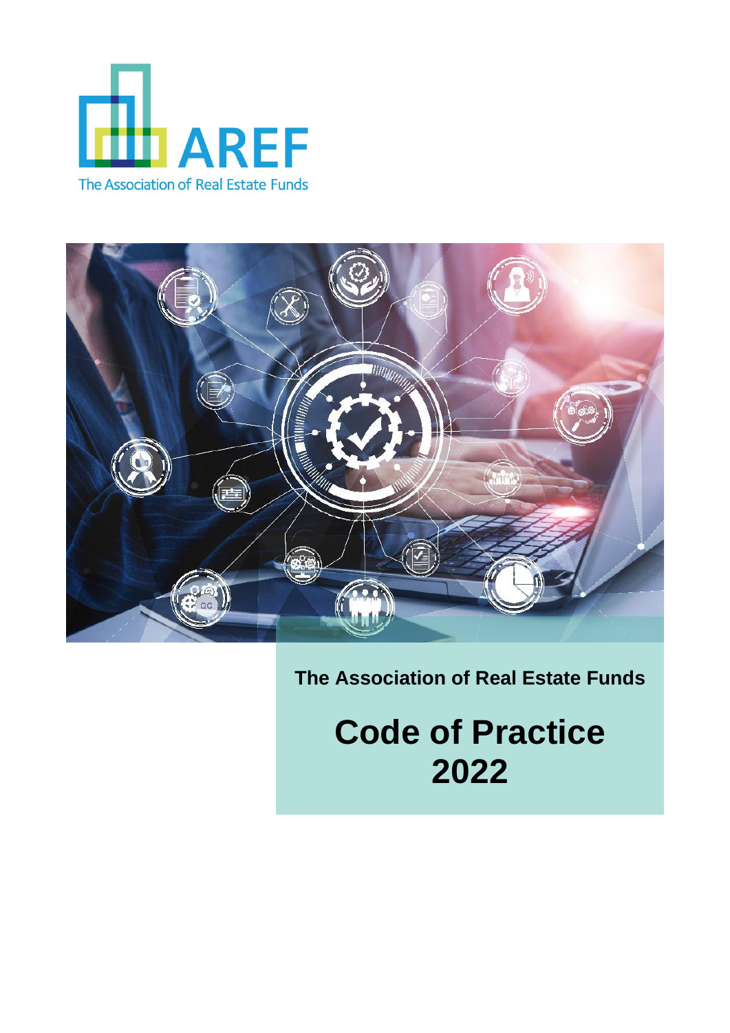AREF

The Association of Real Estate Funds

**The Association of Real Estate Funds**

# Code of Practice 2022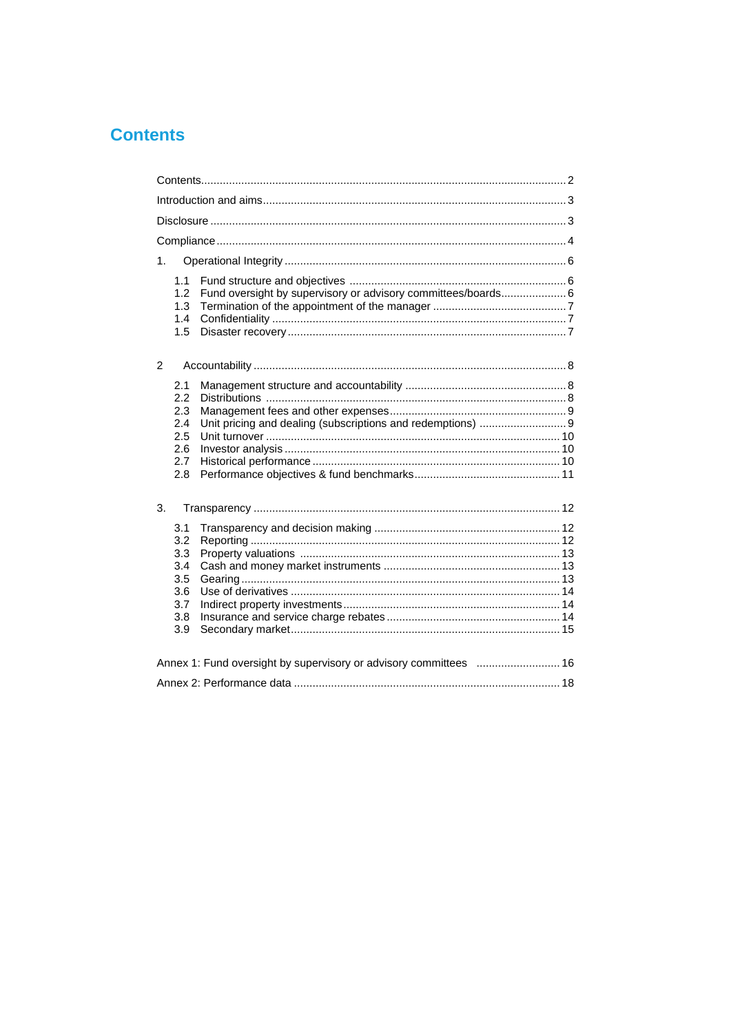# Contents

- Contents ... 2
- Introduction and aims ... 3
- Disclosure ... 3
- Compliance ... 4
- 1. Operational Integrity ... 6
  - 1.1 Fund structure and objectives ... 6
  - 1.2 Fund oversight by supervisory or advisory committees/boards ... 6
  - 1.3 Termination of the appointment of the manager ... 7
  - 1.4 Confidentiality ... 7
  - 1.5 Disaster recovery ... 7
- 2 Accountability ... 8
  - 2.1 Management structure and accountability ... 8
  - 2.2 Distributions ... 8
  - 2.3 Management fees and other expenses ... 9
  - 2.4 Unit pricing and dealing (subscriptions and redemptions) ... 9
  - 2.5 Unit turnover ... 10
  - 2.6 Investor analysis ... 10
  - 2.7 Historical performance ... 10
  - 2.8 Performance objectives & fund benchmarks ... 11
- 3. Transparency ... 12
  - 3.1 Transparency and decision making ... 12
  - 3.2 Reporting ... 12
  - 3.3 Property valuations ... 13
  - 3.4 Cash and money market instruments ... 13
  - 3.5 Gearing ... 13
  - 3.6 Use of derivatives ... 14
  - 3.7 Indirect property investments ... 14
  - 3.8 Insurance and service charge rebates ... 14
  - 3.9 Secondary market ... 15
- Annex 1: Fund oversight by supervisory or advisory committees ... 16
- Annex 2: Performance data ... 18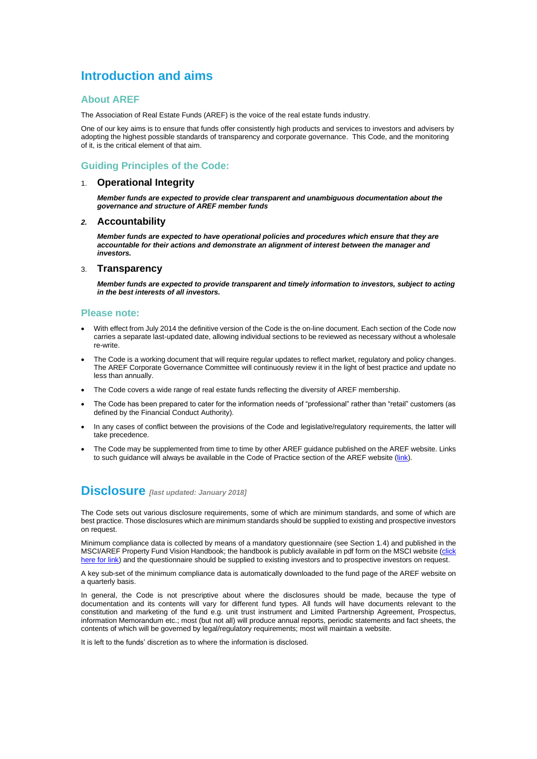# Introduction and aims

## About AREF

The Association of Real Estate Funds (AREF) is the voice of the real estate funds industry.

One of our key aims is to ensure that funds offer consistently high products and services to investors and advisers by adopting the highest possible standards of transparency and corporate governance. This Code, and the monitoring of it, is the critical element of that aim.

## Guiding Principles of the Code:

### 1. Operational Integrity

***Member funds are expected to provide clear transparent and unambiguous documentation about the governance and structure of AREF member funds***

### 2. Accountability

***Member funds are expected to have operational policies and procedures which ensure that they are accountable for their actions and demonstrate an alignment of interest between the manager and investors.***

### 3. Transparency

***Member funds are expected to provide transparent and timely information to investors, subject to acting in the best interests of all investors.***

## Please note:

- With effect from July 2014 the definitive version of the Code is the on-line document. Each section of the Code now carries a separate last-updated date, allowing individual sections to be reviewed as necessary without a wholesale re-write.
- The Code is a working document that will require regular updates to reflect market, regulatory and policy changes. The AREF Corporate Governance Committee will continuously review it in the light of best practice and update no less than annually.
- The Code covers a wide range of real estate funds reflecting the diversity of AREF membership.
- The Code has been prepared to cater for the information needs of "professional" rather than "retail" customers (as defined by the Financial Conduct Authority).
- In any cases of conflict between the provisions of the Code and legislative/regulatory requirements, the latter will take precedence.
- The Code may be supplemented from time to time by other AREF guidance published on the AREF website. Links to such guidance will always be available in the Code of Practice section of the AREF website (link).

# Disclosure *[last updated: January 2018]*

The Code sets out various disclosure requirements, some of which are minimum standards, and some of which are best practice. Those disclosures which are minimum standards should be supplied to existing and prospective investors on request.

Minimum compliance data is collected by means of a mandatory questionnaire (see Section 1.4) and published in the MSCI/AREF Property Fund Vision Handbook; the handbook is publicly available in pdf form on the MSCI website (click here for link) and the questionnaire should be supplied to existing investors and to prospective investors on request.

A key sub-set of the minimum compliance data is automatically downloaded to the fund page of the AREF website on a quarterly basis.

In general, the Code is not prescriptive about where the disclosures should be made, because the type of documentation and its contents will vary for different fund types. All funds will have documents relevant to the constitution and marketing of the fund e.g. unit trust instrument and Limited Partnership Agreement, Prospectus, information Memorandum etc.; most (but not all) will produce annual reports, periodic statements and fact sheets, the contents of which will be governed by legal/regulatory requirements; most will maintain a website.

It is left to the funds' discretion as to where the information is disclosed.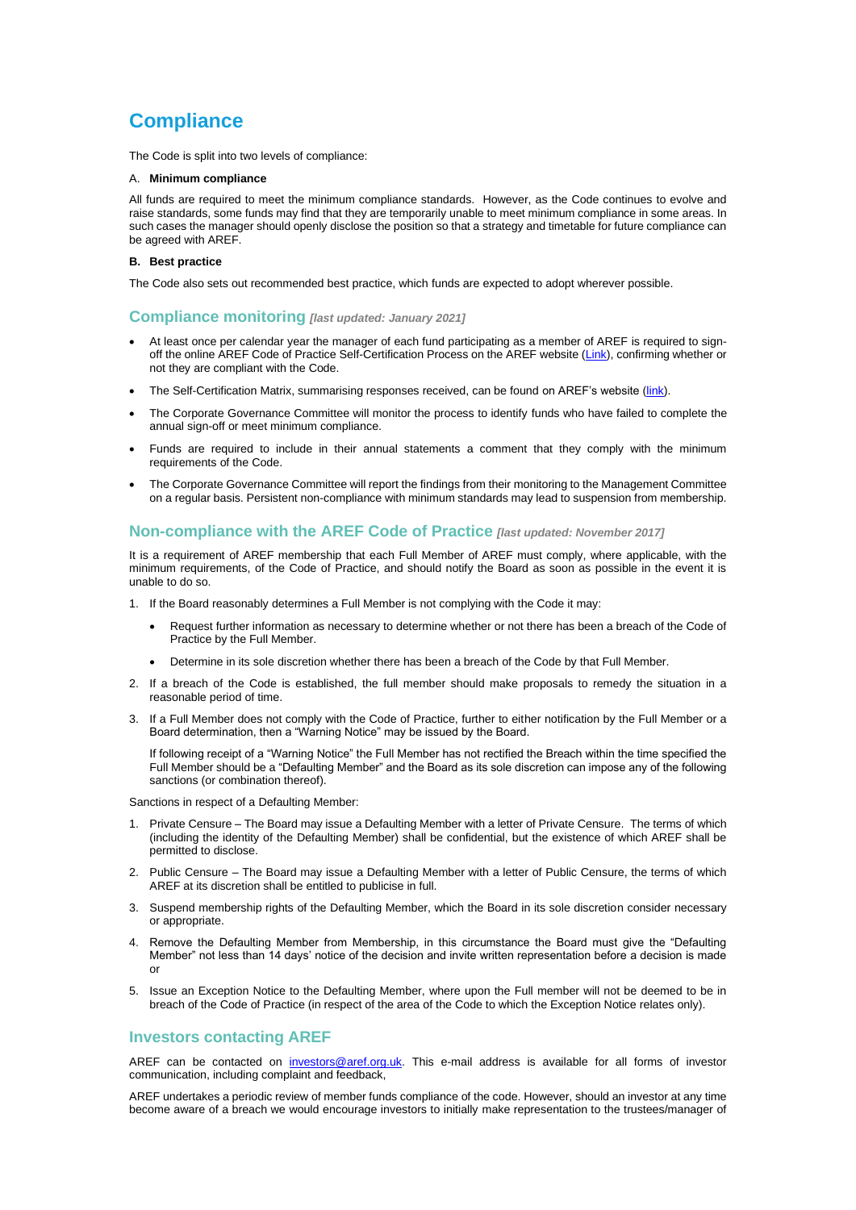# Compliance

The Code is split into two levels of compliance:

A. **Minimum compliance**

All funds are required to meet the minimum compliance standards. However, as the Code continues to evolve and raise standards, some funds may find that they are temporarily unable to meet minimum compliance in some areas. In such cases the manager should openly disclose the position so that a strategy and timetable for future compliance can be agreed with AREF.

**B. Best practice**

The Code also sets out recommended best practice, which funds are expected to adopt wherever possible.

## Compliance monitoring *[last updated: January 2021]*

- At least once per calendar year the manager of each fund participating as a member of AREF is required to sign-off the online AREF Code of Practice Self-Certification Process on the AREF website (Link), confirming whether or not they are compliant with the Code.
- The Self-Certification Matrix, summarising responses received, can be found on AREF's website (link).
- The Corporate Governance Committee will monitor the process to identify funds who have failed to complete the annual sign-off or meet minimum compliance.
- Funds are required to include in their annual statements a comment that they comply with the minimum requirements of the Code.
- The Corporate Governance Committee will report the findings from their monitoring to the Management Committee on a regular basis. Persistent non-compliance with minimum standards may lead to suspension from membership.

## Non-compliance with the AREF Code of Practice *[last updated: November 2017]*

It is a requirement of AREF membership that each Full Member of AREF must comply, where applicable, with the minimum requirements, of the Code of Practice, and should notify the Board as soon as possible in the event it is unable to do so.

1. If the Board reasonably determines a Full Member is not complying with the Code it may:
   - Request further information as necessary to determine whether or not there has been a breach of the Code of Practice by the Full Member.
   - Determine in its sole discretion whether there has been a breach of the Code by that Full Member.
2. If a breach of the Code is established, the full member should make proposals to remedy the situation in a reasonable period of time.
3. If a Full Member does not comply with the Code of Practice, further to either notification by the Full Member or a Board determination, then a "Warning Notice" may be issued by the Board.

   If following receipt of a "Warning Notice" the Full Member has not rectified the Breach within the time specified the Full Member should be a "Defaulting Member" and the Board as its sole discretion can impose any of the following sanctions (or combination thereof).

Sanctions in respect of a Defaulting Member:

1. Private Censure – The Board may issue a Defaulting Member with a letter of Private Censure. The terms of which (including the identity of the Defaulting Member) shall be confidential, but the existence of which AREF shall be permitted to disclose.
2. Public Censure – The Board may issue a Defaulting Member with a letter of Public Censure, the terms of which AREF at its discretion shall be entitled to publicise in full.
3. Suspend membership rights of the Defaulting Member, which the Board in its sole discretion consider necessary or appropriate.
4. Remove the Defaulting Member from Membership, in this circumstance the Board must give the "Defaulting Member" not less than 14 days' notice of the decision and invite written representation before a decision is made or
5. Issue an Exception Notice to the Defaulting Member, where upon the Full member will not be deemed to be in breach of the Code of Practice (in respect of the area of the Code to which the Exception Notice relates only).

## Investors contacting AREF

AREF can be contacted on investors@aref.org.uk. This e-mail address is available for all forms of investor communication, including complaint and feedback,

AREF undertakes a periodic review of member funds compliance of the code. However, should an investor at any time become aware of a breach we would encourage investors to initially make representation to the trustees/manager of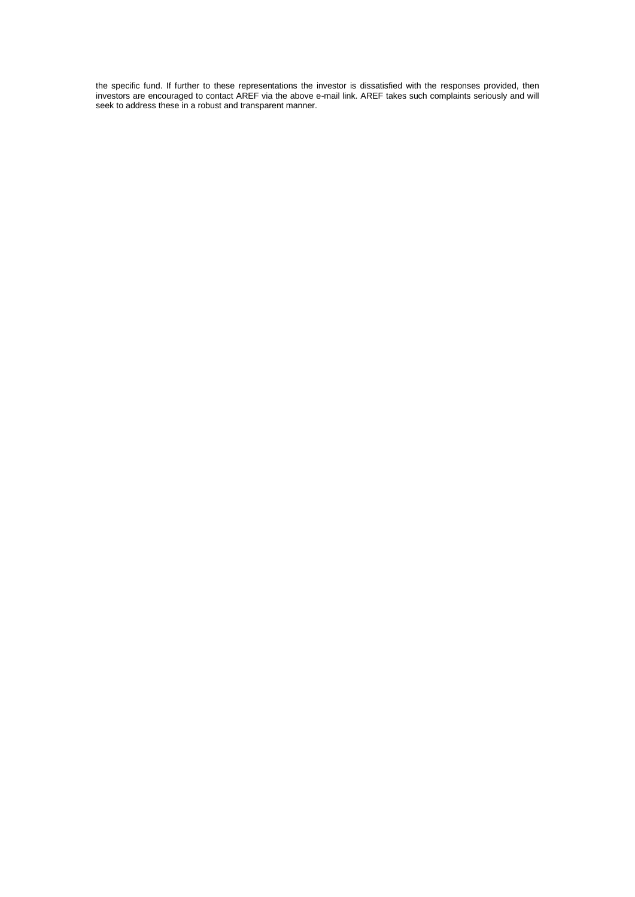the specific fund. If further to these representations the investor is dissatisfied with the responses provided, then investors are encouraged to contact AREF via the above e-mail link. AREF takes such complaints seriously and will seek to address these in a robust and transparent manner.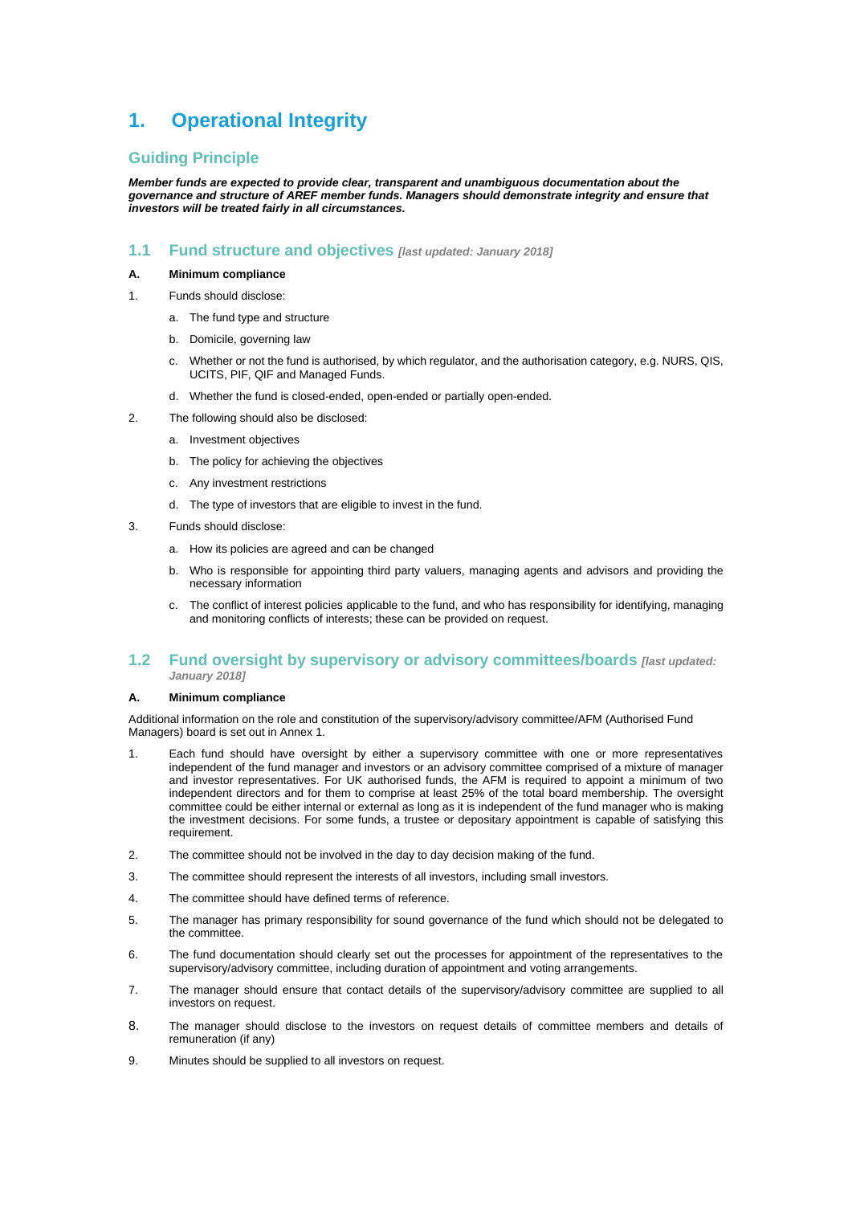# 1. Operational Integrity

## Guiding Principle

***Member funds are expected to provide clear, transparent and unambiguous documentation about the governance and structure of AREF member funds. Managers should demonstrate integrity and ensure that investors will be treated fairly in all circumstances.***

### 1.1 Fund structure and objectives *[last updated: January 2018]*

**A. Minimum compliance**

1. Funds should disclose:
   - a. The fund type and structure
   - b. Domicile, governing law
   - c. Whether or not the fund is authorised, by which regulator, and the authorisation category, e.g. NURS, QIS, UCITS, PIF, QIF and Managed Funds.
   - d. Whether the fund is closed-ended, open-ended or partially open-ended.
2. The following should also be disclosed:
   - a. Investment objectives
   - b. The policy for achieving the objectives
   - c. Any investment restrictions
   - d. The type of investors that are eligible to invest in the fund.
3. Funds should disclose:
   - a. How its policies are agreed and can be changed
   - b. Who is responsible for appointing third party valuers, managing agents and advisors and providing the necessary information
   - c. The conflict of interest policies applicable to the fund, and who has responsibility for identifying, managing and monitoring conflicts of interests; these can be provided on request.

### 1.2 Fund oversight by supervisory or advisory committees/boards *[last updated: January 2018]*

**A. Minimum compliance**

Additional information on the role and constitution of the supervisory/advisory committee/AFM (Authorised Fund Managers) board is set out in Annex 1.

1. Each fund should have oversight by either a supervisory committee with one or more representatives independent of the fund manager and investors or an advisory committee comprised of a mixture of manager and investor representatives. For UK authorised funds, the AFM is required to appoint a minimum of two independent directors and for them to comprise at least 25% of the total board membership. The oversight committee could be either internal or external as long as it is independent of the fund manager who is making the investment decisions. For some funds, a trustee or depositary appointment is capable of satisfying this requirement.
2. The committee should not be involved in the day to day decision making of the fund.
3. The committee should represent the interests of all investors, including small investors.
4. The committee should have defined terms of reference.
5. The manager has primary responsibility for sound governance of the fund which should not be delegated to the committee.
6. The fund documentation should clearly set out the processes for appointment of the representatives to the supervisory/advisory committee, including duration of appointment and voting arrangements.
7. The manager should ensure that contact details of the supervisory/advisory committee are supplied to all investors on request.
8. The manager should disclose to the investors on request details of committee members and details of remuneration (if any)
9. Minutes should be supplied to all investors on request.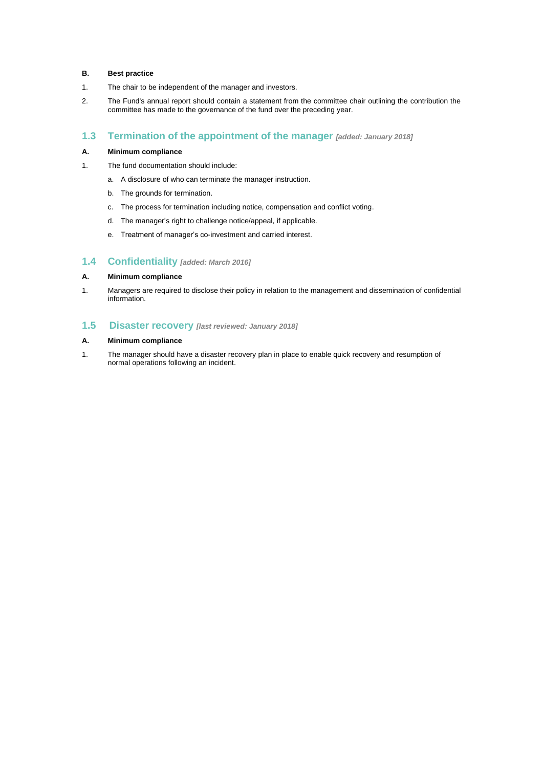**B. Best practice**

1. The chair to be independent of the manager and investors.

2. The Fund's annual report should contain a statement from the committee chair outlining the contribution the committee has made to the governance of the fund over the preceding year.

## 1.3 Termination of the appointment of the manager *[added: January 2018]*

**A. Minimum compliance**

1. The fund documentation should include:

   a. A disclosure of who can terminate the manager instruction.

   b. The grounds for termination.

   c. The process for termination including notice, compensation and conflict voting.

   d. The manager's right to challenge notice/appeal, if applicable.

   e. Treatment of manager's co-investment and carried interest.

## 1.4 Confidentiality *[added: March 2016]*

**A. Minimum compliance**

1. Managers are required to disclose their policy in relation to the management and dissemination of confidential information.

## 1.5 Disaster recovery *[last reviewed: January 2018]*

**A. Minimum compliance**

1. The manager should have a disaster recovery plan in place to enable quick recovery and resumption of normal operations following an incident.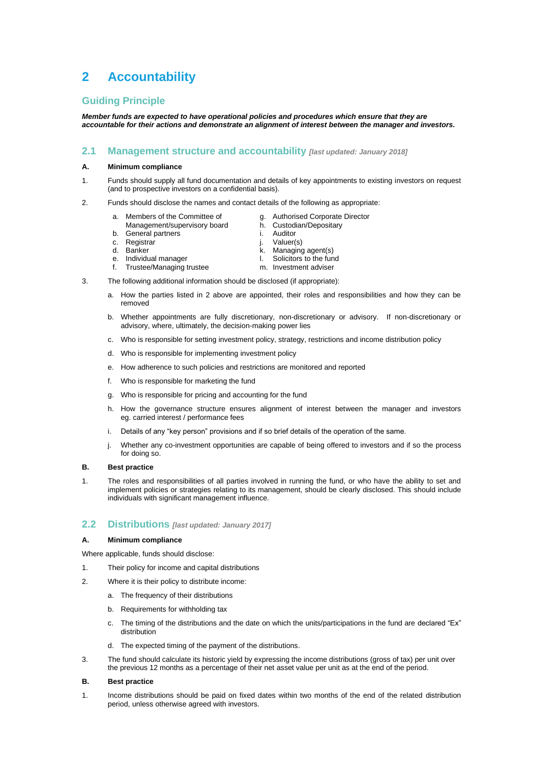# 2 Accountability

## Guiding Principle

***Member funds are expected to have operational policies and procedures which ensure that they are accountable for their actions and demonstrate an alignment of interest between the manager and investors.***

## 2.1 Management structure and accountability *[last updated: January 2018]*

**A. Minimum compliance**

1. Funds should supply all fund documentation and details of key appointments to existing investors on request (and to prospective investors on a confidential basis).

2. Funds should disclose the names and contact details of the following as appropriate:

   a. Members of the Committee of Management/supervisory board
   b. General partners
   c. Registrar
   d. Banker
   e. Individual manager
   f. Trustee/Managing trustee
   g. Authorised Corporate Director
   h. Custodian/Depositary
   i. Auditor
   j. Valuer(s)
   k. Managing agent(s)
   l. Solicitors to the fund
   m. Investment adviser

3. The following additional information should be disclosed (if appropriate):

   a. How the parties listed in 2 above are appointed, their roles and responsibilities and how they can be removed

   b. Whether appointments are fully discretionary, non-discretionary or advisory. If non-discretionary or advisory, where, ultimately, the decision-making power lies

   c. Who is responsible for setting investment policy, strategy, restrictions and income distribution policy

   d. Who is responsible for implementing investment policy

   e. How adherence to such policies and restrictions are monitored and reported

   f. Who is responsible for marketing the fund

   g. Who is responsible for pricing and accounting for the fund

   h. How the governance structure ensures alignment of interest between the manager and investors eg. carried interest / performance fees

   i. Details of any "key person" provisions and if so brief details of the operation of the same.

   j. Whether any co-investment opportunities are capable of being offered to investors and if so the process for doing so.

**B. Best practice**

1. The roles and responsibilities of all parties involved in running the fund, or who have the ability to set and implement policies or strategies relating to its management, should be clearly disclosed. This should include individuals with significant management influence.

## 2.2 Distributions *[last updated: January 2017]*

**A. Minimum compliance**

Where applicable, funds should disclose:

1. Their policy for income and capital distributions

2. Where it is their policy to distribute income:

   a. The frequency of their distributions

   b. Requirements for withholding tax

   c. The timing of the distributions and the date on which the units/participations in the fund are declared "Ex" distribution

   d. The expected timing of the payment of the distributions.

3. The fund should calculate its historic yield by expressing the income distributions (gross of tax) per unit over the previous 12 months as a percentage of their net asset value per unit as at the end of the period.

**B. Best practice**

1. Income distributions should be paid on fixed dates within two months of the end of the related distribution period, unless otherwise agreed with investors.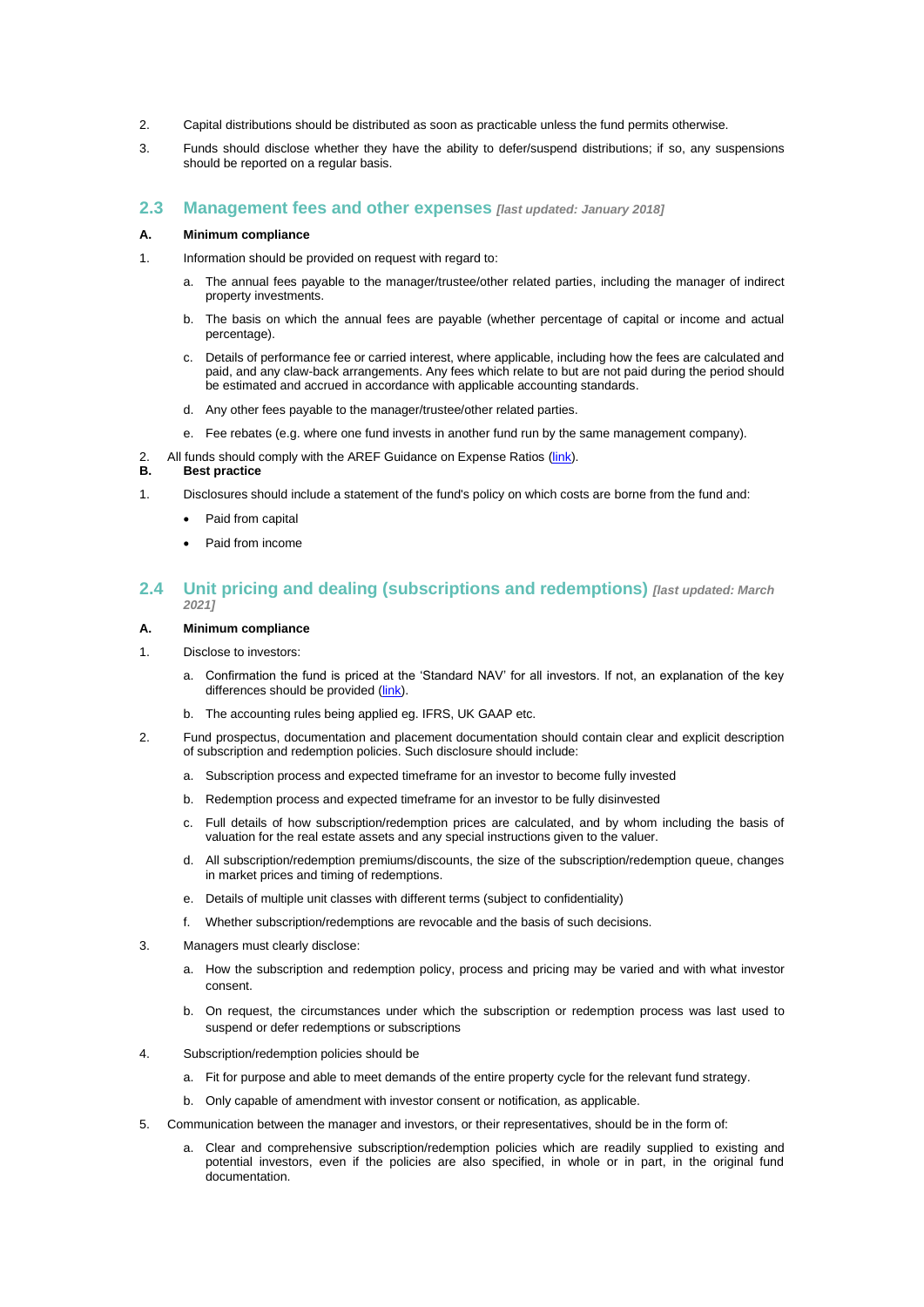2. Capital distributions should be distributed as soon as practicable unless the fund permits otherwise.

3. Funds should disclose whether they have the ability to defer/suspend distributions; if so, any suspensions should be reported on a regular basis.

## 2.3 Management fees and other expenses *[last updated: January 2018]*

**A. Minimum compliance**

1. Information should be provided on request with regard to:

   a. The annual fees payable to the manager/trustee/other related parties, including the manager of indirect property investments.

   b. The basis on which the annual fees are payable (whether percentage of capital or income and actual percentage).

   c. Details of performance fee or carried interest, where applicable, including how the fees are calculated and paid, and any claw-back arrangements. Any fees which relate to but are not paid during the period should be estimated and accrued in accordance with applicable accounting standards.

   d. Any other fees payable to the manager/trustee/other related parties.

   e. Fee rebates (e.g. where one fund invests in another fund run by the same management company).

2. All funds should comply with the AREF Guidance on Expense Ratios (link).

**B. Best practice**

1. Disclosures should include a statement of the fund's policy on which costs are borne from the fund and:

   - Paid from capital
   - Paid from income

## 2.4 Unit pricing and dealing (subscriptions and redemptions) *[last updated: March 2021]*

**A. Minimum compliance**

1. Disclose to investors:

   a. Confirmation the fund is priced at the 'Standard NAV' for all investors. If not, an explanation of the key differences should be provided (link).

   b. The accounting rules being applied eg. IFRS, UK GAAP etc.

2. Fund prospectus, documentation and placement documentation should contain clear and explicit description of subscription and redemption policies. Such disclosure should include:

   a. Subscription process and expected timeframe for an investor to become fully invested

   b. Redemption process and expected timeframe for an investor to be fully disinvested

   c. Full details of how subscription/redemption prices are calculated, and by whom including the basis of valuation for the real estate assets and any special instructions given to the valuer.

   d. All subscription/redemption premiums/discounts, the size of the subscription/redemption queue, changes in market prices and timing of redemptions.

   e. Details of multiple unit classes with different terms (subject to confidentiality)

   f. Whether subscription/redemptions are revocable and the basis of such decisions.

3. Managers must clearly disclose:

   a. How the subscription and redemption policy, process and pricing may be varied and with what investor consent.

   b. On request, the circumstances under which the subscription or redemption process was last used to suspend or defer redemptions or subscriptions

4. Subscription/redemption policies should be

   a. Fit for purpose and able to meet demands of the entire property cycle for the relevant fund strategy.

   b. Only capable of amendment with investor consent or notification, as applicable.

5. Communication between the manager and investors, or their representatives, should be in the form of:

   a. Clear and comprehensive subscription/redemption policies which are readily supplied to existing and potential investors, even if the policies are also specified, in whole or in part, in the original fund documentation.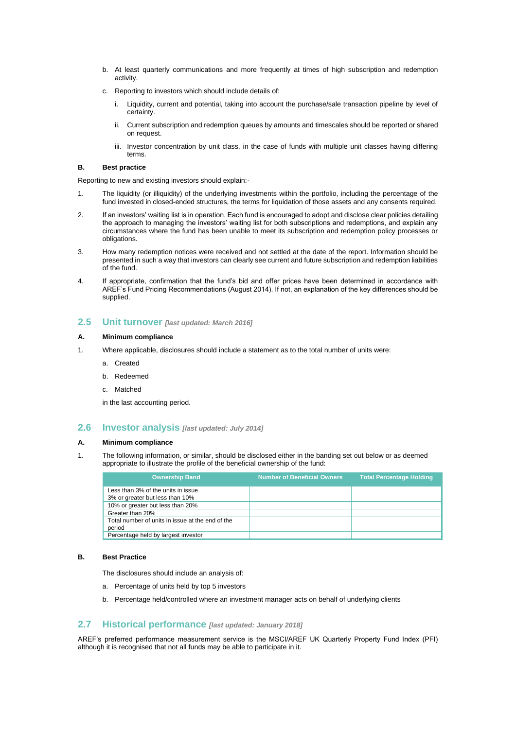b. At least quarterly communications and more frequently at times of high subscription and redemption activity.

c. Reporting to investors which should include details of:

   i. Liquidity, current and potential, taking into account the purchase/sale transaction pipeline by level of certainty.

   ii. Current subscription and redemption queues by amounts and timescales should be reported or shared on request.

   iii. Investor concentration by unit class, in the case of funds with multiple unit classes having differing terms.

**B. Best practice**

Reporting to new and existing investors should explain:-

1. The liquidity (or illiquidity) of the underlying investments within the portfolio, including the percentage of the fund invested in closed-ended structures, the terms for liquidation of those assets and any consents required.

2. If an investors' waiting list is in operation. Each fund is encouraged to adopt and disclose clear policies detailing the approach to managing the investors' waiting list for both subscriptions and redemptions, and explain any circumstances where the fund has been unable to meet its subscription and redemption policy processes or obligations.

3. How many redemption notices were received and not settled at the date of the report. Information should be presented in such a way that investors can clearly see current and future subscription and redemption liabilities of the fund.

4. If appropriate, confirmation that the fund's bid and offer prices have been determined in accordance with AREF's Fund Pricing Recommendations (August 2014). If not, an explanation of the key differences should be supplied.

## 2.5 Unit turnover *[last updated: March 2016]*

**A. Minimum compliance**

1. Where applicable, disclosures should include a statement as to the total number of units were:

   a. Created

   b. Redeemed

   c. Matched

   in the last accounting period.

## 2.6 Investor analysis *[last updated: July 2014]*

**A. Minimum compliance**

1. The following information, or similar, should be disclosed either in the banding set out below or as deemed appropriate to illustrate the profile of the beneficial ownership of the fund:

| Ownership Band | Number of Beneficial Owners | Total Percentage Holding |
|---|---|---|
| Less than 3% of the units in issue | | |
| 3% or greater but less than 10% | | |
| 10% or greater but less than 20% | | |
| Greater than 20% | | |
| Total number of units in issue at the end of the period | | |
| Percentage held by largest investor | | |

**B. Best Practice**

The disclosures should include an analysis of:

a. Percentage of units held by top 5 investors

b. Percentage held/controlled where an investment manager acts on behalf of underlying clients

## 2.7 Historical performance *[last updated: January 2018]*

AREF's preferred performance measurement service is the MSCI/AREF UK Quarterly Property Fund Index (PFI) although it is recognised that not all funds may be able to participate in it.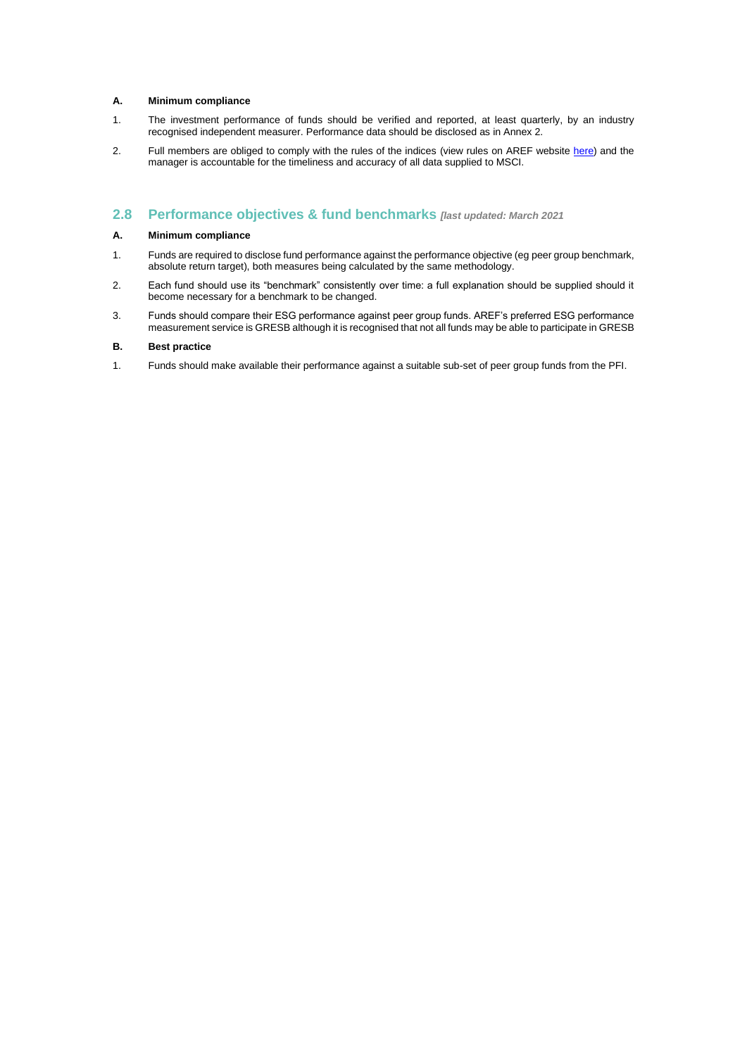**A. Minimum compliance**

1. The investment performance of funds should be verified and reported, at least quarterly, by an industry recognised independent measurer. Performance data should be disclosed as in Annex 2.

2. Full members are obliged to comply with the rules of the indices (view rules on AREF website here) and the manager is accountable for the timeliness and accuracy of all data supplied to MSCI.

## 2.8 Performance objectives & fund benchmarks *[last updated: March 2021*

**A. Minimum compliance**

1. Funds are required to disclose fund performance against the performance objective (eg peer group benchmark, absolute return target), both measures being calculated by the same methodology.

2. Each fund should use its "benchmark" consistently over time: a full explanation should be supplied should it become necessary for a benchmark to be changed.

3. Funds should compare their ESG performance against peer group funds. AREF's preferred ESG performance measurement service is GRESB although it is recognised that not all funds may be able to participate in GRESB

**B. Best practice**

1. Funds should make available their performance against a suitable sub-set of peer group funds from the PFI.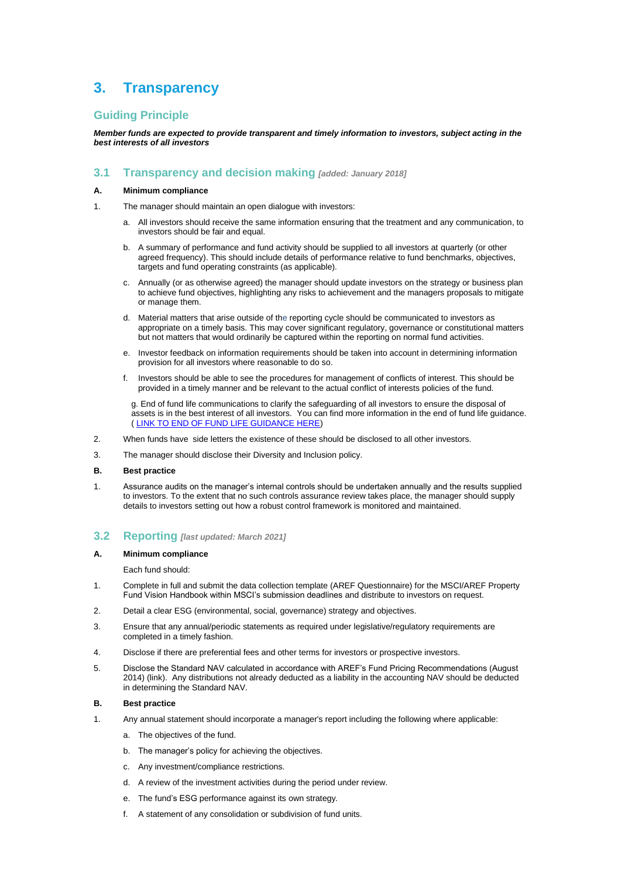# 3. Transparency

## Guiding Principle

***Member funds are expected to provide transparent and timely information to investors, subject acting in the best interests of all investors***

## 3.1 Transparency and decision making *[added: January 2018]*

**A. Minimum compliance**

1. The manager should maintain an open dialogue with investors:

   a. All investors should receive the same information ensuring that the treatment and any communication, to investors should be fair and equal.

   b. A summary of performance and fund activity should be supplied to all investors at quarterly (or other agreed frequency). This should include details of performance relative to fund benchmarks, objectives, targets and fund operating constraints (as applicable).

   c. Annually (or as otherwise agreed) the manager should update investors on the strategy or business plan to achieve fund objectives, highlighting any risks to achievement and the managers proposals to mitigate or manage them.

   d. Material matters that arise outside of the reporting cycle should be communicated to investors as appropriate on a timely basis. This may cover significant regulatory, governance or constitutional matters but not matters that would ordinarily be captured within the reporting on normal fund activities.

   e. Investor feedback on information requirements should be taken into account in determining information provision for all investors where reasonable to do so.

   f. Investors should be able to see the procedures for management of conflicts of interest. This should be provided in a timely manner and be relevant to the actual conflict of interests policies of the fund.

   g. End of fund life communications to clarify the safeguarding of all investors to ensure the disposal of assets is in the best interest of all investors. You can find more information in the end of fund life guidance. ( LINK TO END OF FUND LIFE GUIDANCE HERE)

2. When funds have side letters the existence of these should be disclosed to all other investors.

3. The manager should disclose their Diversity and Inclusion policy.

**B. Best practice**

1. Assurance audits on the manager's internal controls should be undertaken annually and the results supplied to investors. To the extent that no such controls assurance review takes place, the manager should supply details to investors setting out how a robust control framework is monitored and maintained.

## 3.2 Reporting *[last updated: March 2021]*

**A. Minimum compliance**

Each fund should:

1. Complete in full and submit the data collection template (AREF Questionnaire) for the MSCI/AREF Property Fund Vision Handbook within MSCI's submission deadlines and distribute to investors on request.

2. Detail a clear ESG (environmental, social, governance) strategy and objectives.

3. Ensure that any annual/periodic statements as required under legislative/regulatory requirements are completed in a timely fashion.

4. Disclose if there are preferential fees and other terms for investors or prospective investors.

5. Disclose the Standard NAV calculated in accordance with AREF's Fund Pricing Recommendations (August 2014) (link). Any distributions not already deducted as a liability in the accounting NAV should be deducted in determining the Standard NAV.

**B. Best practice**

1. Any annual statement should incorporate a manager's report including the following where applicable:

   a. The objectives of the fund.

   b. The manager's policy for achieving the objectives.

   c. Any investment/compliance restrictions.

   d. A review of the investment activities during the period under review.

   e. The fund's ESG performance against its own strategy.

   f. A statement of any consolidation or subdivision of fund units.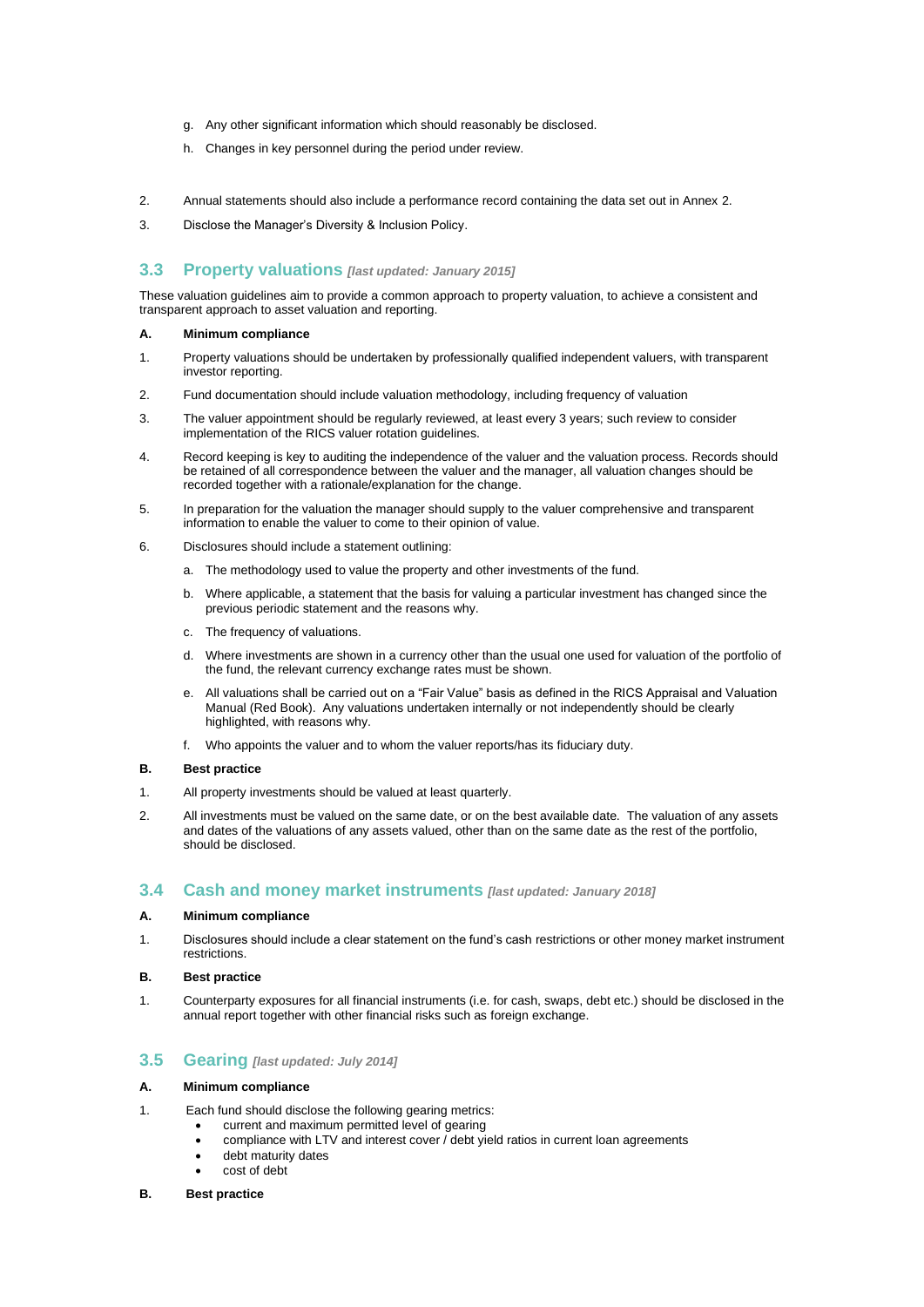g. Any other significant information which should reasonably be disclosed.

   h. Changes in key personnel during the period under review.

2. Annual statements should also include a performance record containing the data set out in Annex 2.

3. Disclose the Manager's Diversity & Inclusion Policy.

## 3.3 Property valuations *[last updated: January 2015]*

These valuation guidelines aim to provide a common approach to property valuation, to achieve a consistent and transparent approach to asset valuation and reporting.

**A. Minimum compliance**

1. Property valuations should be undertaken by professionally qualified independent valuers, with transparent investor reporting.

2. Fund documentation should include valuation methodology, including frequency of valuation

3. The valuer appointment should be regularly reviewed, at least every 3 years; such review to consider implementation of the RICS valuer rotation guidelines.

4. Record keeping is key to auditing the independence of the valuer and the valuation process. Records should be retained of all correspondence between the valuer and the manager, all valuation changes should be recorded together with a rationale/explanation for the change.

5. In preparation for the valuation the manager should supply to the valuer comprehensive and transparent information to enable the valuer to come to their opinion of value.

6. Disclosures should include a statement outlining:

   a. The methodology used to value the property and other investments of the fund.

   b. Where applicable, a statement that the basis for valuing a particular investment has changed since the previous periodic statement and the reasons why.

   c. The frequency of valuations.

   d. Where investments are shown in a currency other than the usual one used for valuation of the portfolio of the fund, the relevant currency exchange rates must be shown.

   e. All valuations shall be carried out on a "Fair Value" basis as defined in the RICS Appraisal and Valuation Manual (Red Book). Any valuations undertaken internally or not independently should be clearly highlighted, with reasons why.

   f. Who appoints the valuer and to whom the valuer reports/has its fiduciary duty.

**B. Best practice**

1. All property investments should be valued at least quarterly.

2. All investments must be valued on the same date, or on the best available date. The valuation of any assets and dates of the valuations of any assets valued, other than on the same date as the rest of the portfolio, should be disclosed.

## 3.4 Cash and money market instruments *[last updated: January 2018]*

**A. Minimum compliance**

1. Disclosures should include a clear statement on the fund's cash restrictions or other money market instrument restrictions.

**B. Best practice**

1. Counterparty exposures for all financial instruments (i.e. for cash, swaps, debt etc.) should be disclosed in the annual report together with other financial risks such as foreign exchange.

## 3.5 Gearing *[last updated: July 2014]*

**A. Minimum compliance**

1. Each fund should disclose the following gearing metrics:
   - current and maximum permitted level of gearing
   - compliance with LTV and interest cover / debt yield ratios in current loan agreements
   - debt maturity dates
   - cost of debt

**B. Best practice**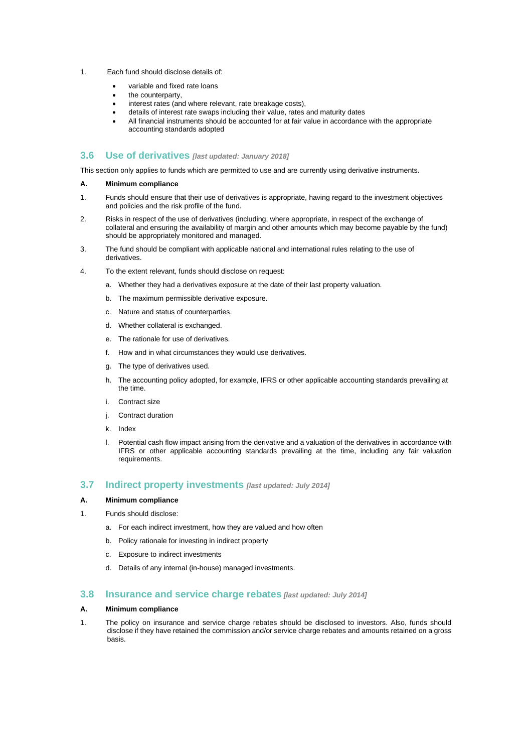1. Each fund should disclose details of:

    - variable and fixed rate loans
    - the counterparty,
    - interest rates (and where relevant, rate breakage costs),
    - details of interest rate swaps including their value, rates and maturity dates
    - All financial instruments should be accounted for at fair value in accordance with the appropriate accounting standards adopted

## 3.6 Use of derivatives *[last updated: January 2018]*

This section only applies to funds which are permitted to use and are currently using derivative instruments.

**A. Minimum compliance**

1. Funds should ensure that their use of derivatives is appropriate, having regard to the investment objectives and policies and the risk profile of the fund.

2. Risks in respect of the use of derivatives (including, where appropriate, in respect of the exchange of collateral and ensuring the availability of margin and other amounts which may become payable by the fund) should be appropriately monitored and managed.

3. The fund should be compliant with applicable national and international rules relating to the use of derivatives.

4. To the extent relevant, funds should disclose on request:

    a. Whether they had a derivatives exposure at the date of their last property valuation.

    b. The maximum permissible derivative exposure.

    c. Nature and status of counterparties.

    d. Whether collateral is exchanged.

    e. The rationale for use of derivatives.

    f. How and in what circumstances they would use derivatives.

    g. The type of derivatives used.

    h. The accounting policy adopted, for example, IFRS or other applicable accounting standards prevailing at the time.

    i. Contract size

    j. Contract duration

    k. Index

    l. Potential cash flow impact arising from the derivative and a valuation of the derivatives in accordance with IFRS or other applicable accounting standards prevailing at the time, including any fair valuation requirements.

## 3.7 Indirect property investments *[last updated: July 2014]*

**A. Minimum compliance**

1. Funds should disclose:

    a. For each indirect investment, how they are valued and how often

    b. Policy rationale for investing in indirect property

    c. Exposure to indirect investments

    d. Details of any internal (in-house) managed investments.

## 3.8 Insurance and service charge rebates *[last updated: July 2014]*

**A. Minimum compliance**

1. The policy on insurance and service charge rebates should be disclosed to investors. Also, funds should disclose if they have retained the commission and/or service charge rebates and amounts retained on a gross basis.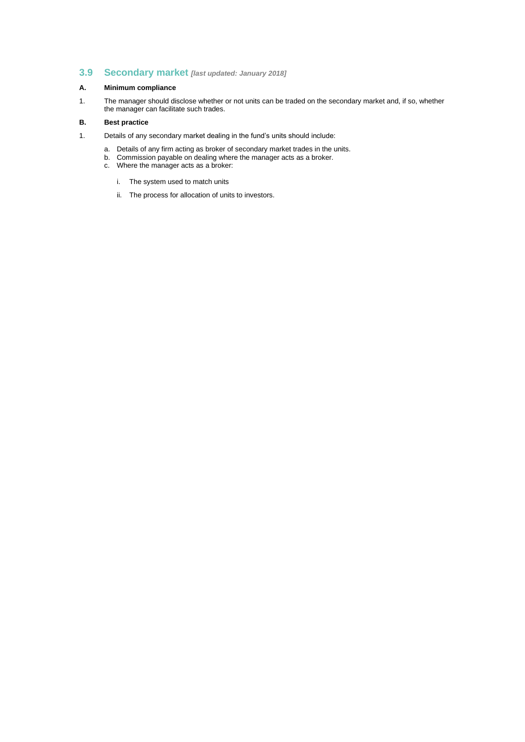## 3.9 Secondary market *[last updated: January 2018]*

**A. Minimum compliance**

1. The manager should disclose whether or not units can be traded on the secondary market and, if so, whether the manager can facilitate such trades.

**B. Best practice**

1. Details of any secondary market dealing in the fund's units should include:

   a. Details of any firm acting as broker of secondary market trades in the units.
   b. Commission payable on dealing where the manager acts as a broker.
   c. Where the manager acts as a broker:

      i. The system used to match units

      ii. The process for allocation of units to investors.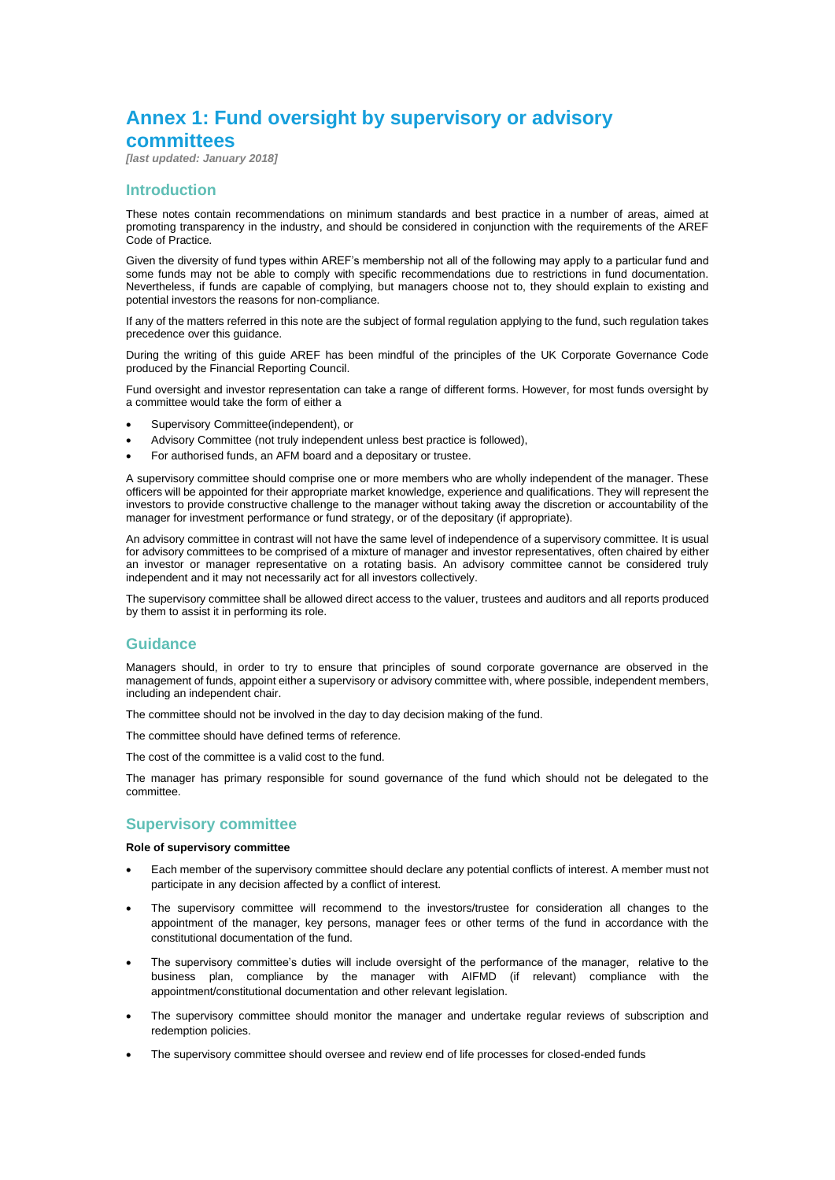# Annex 1: Fund oversight by supervisory or advisory committees

*[last updated: January 2018]*

## Introduction

These notes contain recommendations on minimum standards and best practice in a number of areas, aimed at promoting transparency in the industry, and should be considered in conjunction with the requirements of the AREF Code of Practice.

Given the diversity of fund types within AREF's membership not all of the following may apply to a particular fund and some funds may not be able to comply with specific recommendations due to restrictions in fund documentation. Nevertheless, if funds are capable of complying, but managers choose not to, they should explain to existing and potential investors the reasons for non-compliance.

If any of the matters referred in this note are the subject of formal regulation applying to the fund, such regulation takes precedence over this guidance.

During the writing of this guide AREF has been mindful of the principles of the UK Corporate Governance Code produced by the Financial Reporting Council.

Fund oversight and investor representation can take a range of different forms. However, for most funds oversight by a committee would take the form of either a

- Supervisory Committee(independent), or
- Advisory Committee (not truly independent unless best practice is followed),
- For authorised funds, an AFM board and a depositary or trustee.

A supervisory committee should comprise one or more members who are wholly independent of the manager. These officers will be appointed for their appropriate market knowledge, experience and qualifications. They will represent the investors to provide constructive challenge to the manager without taking away the discretion or accountability of the manager for investment performance or fund strategy, or of the depositary (if appropriate).

An advisory committee in contrast will not have the same level of independence of a supervisory committee. It is usual for advisory committees to be comprised of a mixture of manager and investor representatives, often chaired by either an investor or manager representative on a rotating basis. An advisory committee cannot be considered truly independent and it may not necessarily act for all investors collectively.

The supervisory committee shall be allowed direct access to the valuer, trustees and auditors and all reports produced by them to assist it in performing its role.

## Guidance

Managers should, in order to try to ensure that principles of sound corporate governance are observed in the management of funds, appoint either a supervisory or advisory committee with, where possible, independent members, including an independent chair.

The committee should not be involved in the day to day decision making of the fund.

The committee should have defined terms of reference.

The cost of the committee is a valid cost to the fund.

The manager has primary responsible for sound governance of the fund which should not be delegated to the committee.

## Supervisory committee

**Role of supervisory committee**

- Each member of the supervisory committee should declare any potential conflicts of interest. A member must not participate in any decision affected by a conflict of interest.
- The supervisory committee will recommend to the investors/trustee for consideration all changes to the appointment of the manager, key persons, manager fees or other terms of the fund in accordance with the constitutional documentation of the fund.
- The supervisory committee's duties will include oversight of the performance of the manager, relative to the business plan, compliance by the manager with AIFMD (if relevant) compliance with the appointment/constitutional documentation and other relevant legislation.
- The supervisory committee should monitor the manager and undertake regular reviews of subscription and redemption policies.
- The supervisory committee should oversee and review end of life processes for closed-ended funds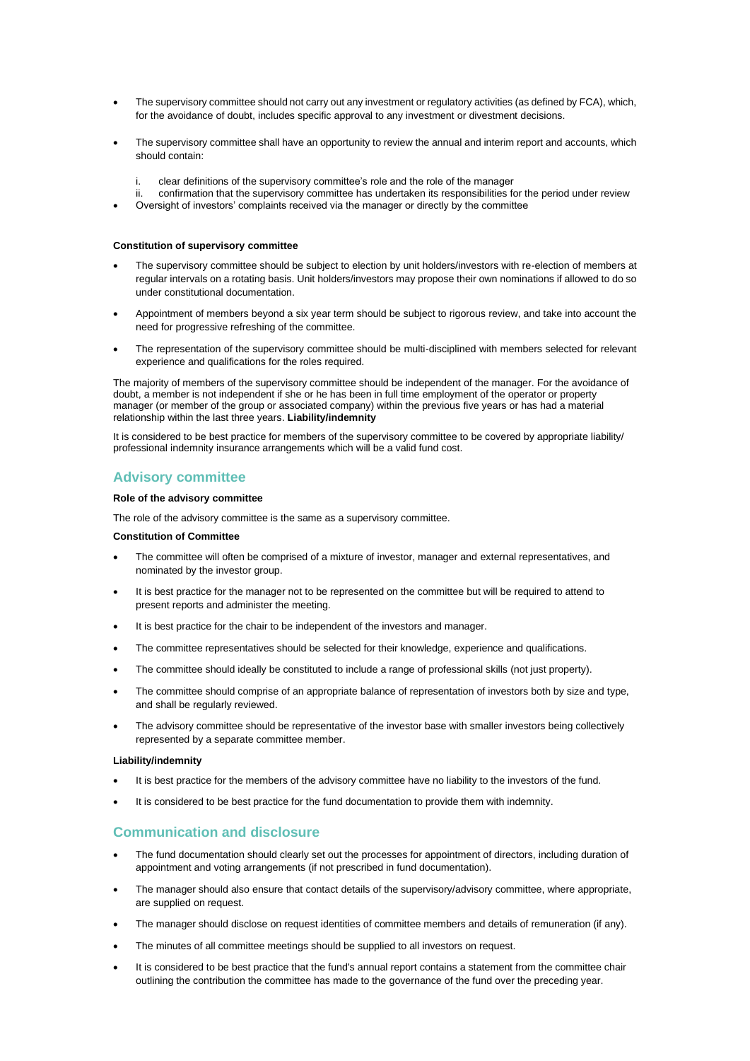- The supervisory committee should not carry out any investment or regulatory activities (as defined by FCA), which, for the avoidance of doubt, includes specific approval to any investment or divestment decisions.

- The supervisory committee shall have an opportunity to review the annual and interim report and accounts, which should contain:

    i. clear definitions of the supervisory committee's role and the role of the manager
    ii. confirmation that the supervisory committee has undertaken its responsibilities for the period under review

- Oversight of investors' complaints received via the manager or directly by the committee

**Constitution of supervisory committee**

- The supervisory committee should be subject to election by unit holders/investors with re-election of members at regular intervals on a rotating basis. Unit holders/investors may propose their own nominations if allowed to do so under constitutional documentation.

- Appointment of members beyond a six year term should be subject to rigorous review, and take into account the need for progressive refreshing of the committee.

- The representation of the supervisory committee should be multi-disciplined with members selected for relevant experience and qualifications for the roles required.

The majority of members of the supervisory committee should be independent of the manager. For the avoidance of doubt, a member is not independent if she or he has been in full time employment of the operator or property manager (or member of the group or associated company) within the previous five years or has had a material relationship within the last three years. **Liability/indemnity**

It is considered to be best practice for members of the supervisory committee to be covered by appropriate liability/ professional indemnity insurance arrangements which will be a valid fund cost.

## Advisory committee

**Role of the advisory committee**

The role of the advisory committee is the same as a supervisory committee.

**Constitution of Committee**

- The committee will often be comprised of a mixture of investor, manager and external representatives, and nominated by the investor group.

- It is best practice for the manager not to be represented on the committee but will be required to attend to present reports and administer the meeting.

- It is best practice for the chair to be independent of the investors and manager.

- The committee representatives should be selected for their knowledge, experience and qualifications.

- The committee should ideally be constituted to include a range of professional skills (not just property).

- The committee should comprise of an appropriate balance of representation of investors both by size and type, and shall be regularly reviewed.

- The advisory committee should be representative of the investor base with smaller investors being collectively represented by a separate committee member.

**Liability/indemnity**

- It is best practice for the members of the advisory committee have no liability to the investors of the fund.

- It is considered to be best practice for the fund documentation to provide them with indemnity.

## Communication and disclosure

- The fund documentation should clearly set out the processes for appointment of directors, including duration of appointment and voting arrangements (if not prescribed in fund documentation).

- The manager should also ensure that contact details of the supervisory/advisory committee, where appropriate, are supplied on request.

- The manager should disclose on request identities of committee members and details of remuneration (if any).

- The minutes of all committee meetings should be supplied to all investors on request.

- It is considered to be best practice that the fund's annual report contains a statement from the committee chair outlining the contribution the committee has made to the governance of the fund over the preceding year.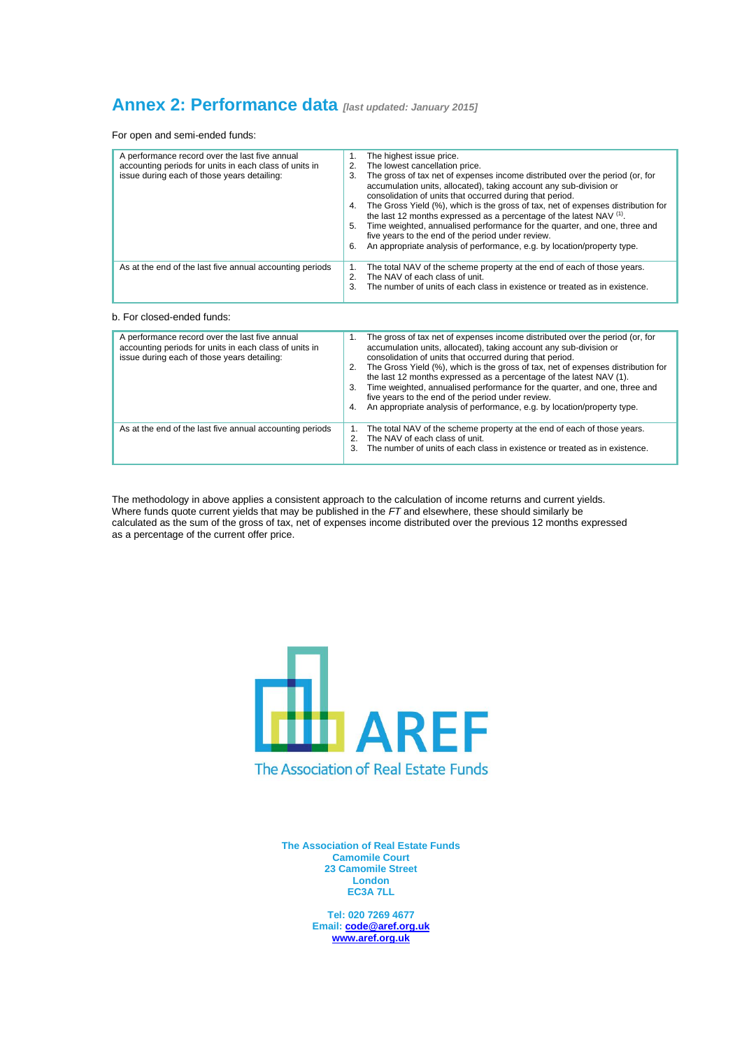## Annex 2: Performance data *[last updated: January 2015]*

For open and semi-ended funds:

| | |
|---|---|
| A performance record over the last five annual accounting periods for units in each class of units in issue during each of those years detailing: | 1. The highest issue price.<br>2. The lowest cancellation price.<br>3. The gross of tax net of expenses income distributed over the period (or, for accumulation units, allocated), taking account any sub-division or consolidation of units that occurred during that period.<br>4. The Gross Yield (%), which is the gross of tax, net of expenses distribution for the last 12 months expressed as a percentage of the latest NAV [1].<br>5. Time weighted, annualised performance for the quarter, and one, three and five years to the end of the period under review.<br>6. An appropriate analysis of performance, e.g. by location/property type. |
| As at the end of the last five annual accounting periods | 1. The total NAV of the scheme property at the end of each of those years.<br>2. The NAV of each class of unit.<br>3. The number of units of each class in existence or treated as in existence. |

b. For closed-ended funds:

| | |
|---|---|
| A performance record over the last five annual accounting periods for units in each class of units in issue during each of those years detailing: | 1. The gross of tax net of expenses income distributed over the period (or, for accumulation units, allocated), taking account any sub-division or consolidation of units that occurred during that period.<br>2. The Gross Yield (%), which is the gross of tax, net of expenses distribution for the last 12 months expressed as a percentage of the latest NAV (1).<br>3. Time weighted, annualised performance for the quarter, and one, three and five years to the end of the period under review.<br>4. An appropriate analysis of performance, e.g. by location/property type. |
| As at the end of the last five annual accounting periods | 1. The total NAV of the scheme property at the end of each of those years.<br>2. The NAV of each class of unit.<br>3. The number of units of each class in existence or treated as in existence. |

The methodology in above applies a consistent approach to the calculation of income returns and current yields. Where funds quote current yields that may be published in the *FT* and elsewhere, these should similarly be calculated as the sum of the gross of tax, net of expenses income distributed over the previous 12 months expressed as a percentage of the current offer price.

AREF
The Association of Real Estate Funds

**The Association of Real Estate Funds**
**Camomile Court**
**23 Camomile Street**
**London**
**EC3A 7LL**

**Tel: 020 7269 4677**
**Email: code@aref.org.uk**
**www.aref.org.uk**